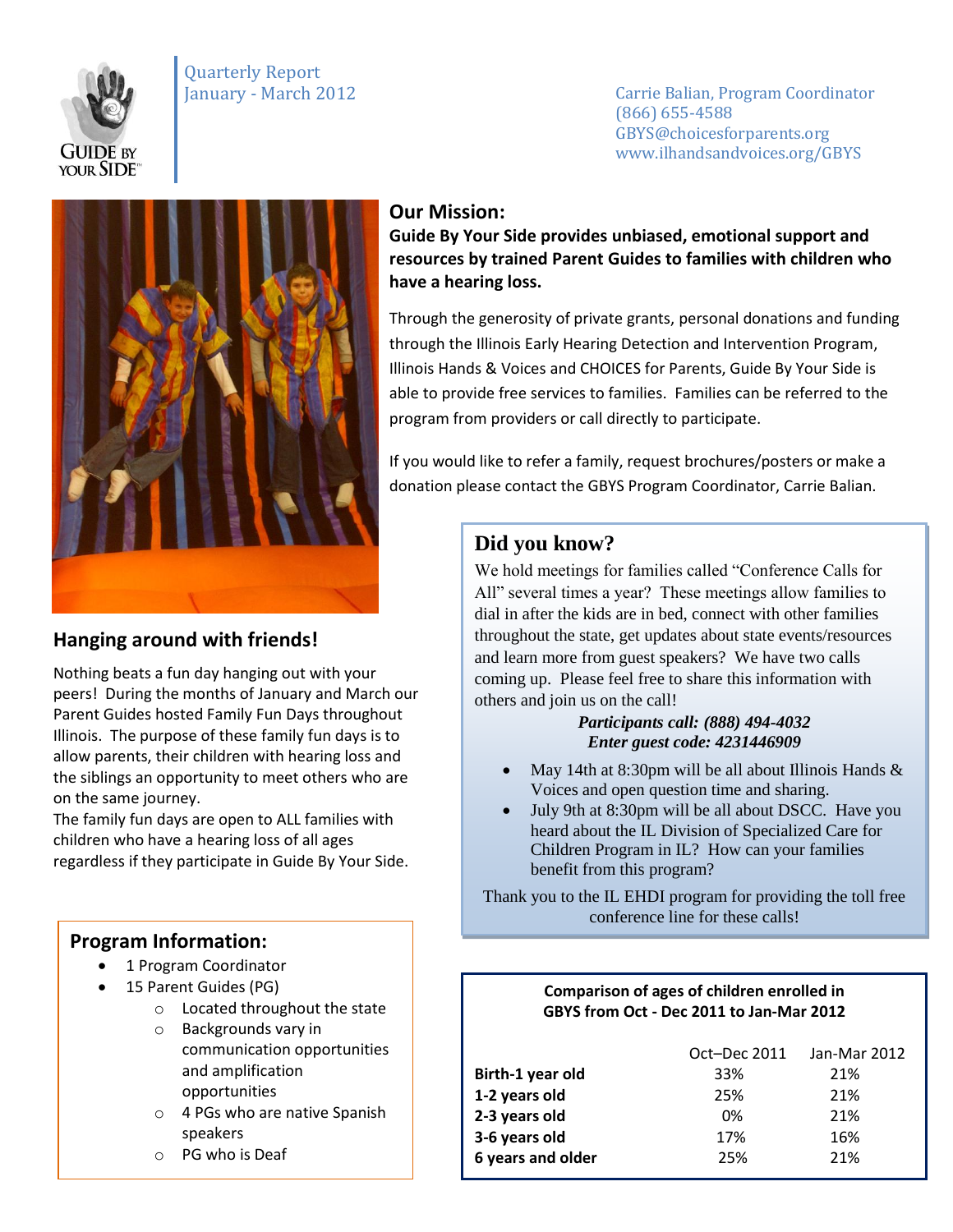GUIDE BY YOUR SIDE

Quarterly Report
January - March 2012

Carrie Balian, Program Coordinator
(866) 655-4588
GBYS@choicesforparents.org
www.ilhandsandvoices.org/GBYS

## Our Mission:

**Guide By Your Side provides unbiased, emotional support and resources by trained Parent Guides to families with children who have a hearing loss.**

Through the generosity of private grants, personal donations and funding through the Illinois Early Hearing Detection and Intervention Program, Illinois Hands & Voices and CHOICES for Parents, Guide By Your Side is able to provide free services to families. Families can be referred to the program from providers or call directly to participate.

If you would like to refer a family, request brochures/posters or make a donation please contact the GBYS Program Coordinator, Carrie Balian.

## Hanging around with friends!

Nothing beats a fun day hanging out with your peers! During the months of January and March our Parent Guides hosted Family Fun Days throughout Illinois. The purpose of these family fun days is to allow parents, their children with hearing loss and the siblings an opportunity to meet others who are on the same journey.

The family fun days are open to ALL families with children who have a hearing loss of all ages regardless if they participate in Guide By Your Side.

## Did you know?

We hold meetings for families called "Conference Calls for All" several times a year? These meetings allow families to dial in after the kids are in bed, connect with other families throughout the state, get updates about state events/resources and learn more from guest speakers? We have two calls coming up. Please feel free to share this information with others and join us on the call!

***Participants call: (888) 494-4032***
***Enter guest code: 4231446909***

- May 14th at 8:30pm will be all about Illinois Hands & Voices and open question time and sharing.
- July 9th at 8:30pm will be all about DSCC. Have you heard about the IL Division of Specialized Care for Children Program in IL? How can your families benefit from this program?

Thank you to the IL EHDI program for providing the toll free conference line for these calls!

## Program Information:

- 1 Program Coordinator
- 15 Parent Guides (PG)
  - Located throughout the state
  - Backgrounds vary in communication opportunities and amplification opportunities
  - 4 PGs who are native Spanish speakers
  - PG who is Deaf

**Comparison of ages of children enrolled in GBYS from Oct - Dec 2011 to Jan-Mar 2012**

| | Oct–Dec 2011 | Jan-Mar 2012 |
|---|---|---|
| **Birth-1 year old** | 33% | 21% |
| **1-2 years old** | 25% | 21% |
| **2-3 years old** | 0% | 21% |
| **3-6 years old** | 17% | 16% |
| **6 years and older** | 25% | 21% |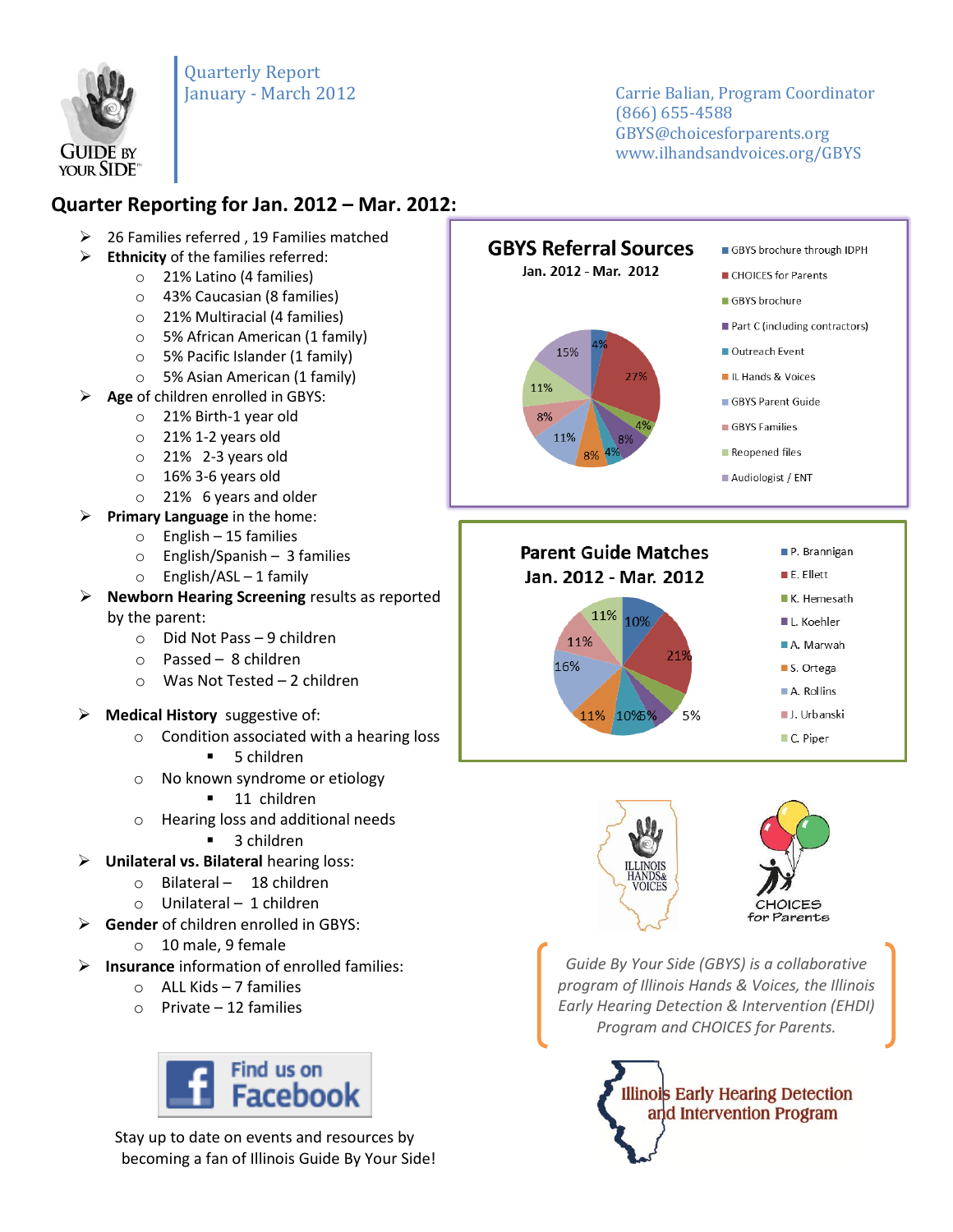Quarterly Report
January - March 2012

Carrie Balian, Program Coordinator
(866) 655-4588
GBYS@choicesforparents.org
www.ilhandsandvoices.org/GBYS

## Quarter Reporting for Jan. 2012 – Mar. 2012:

- 26 Families referred , 19 Families matched
- **Ethnicity** of the families referred:
  - 21% Latino (4 families)
  - 43% Caucasian (8 families)
  - 21% Multiracial (4 families)
  - 5% African American (1 family)
  - 5% Pacific Islander (1 family)
  - 5% Asian American (1 family)
- **Age** of children enrolled in GBYS:
  - 21% Birth-1 year old
  - 21% 1-2 years old
  - 21% 2-3 years old
  - 16% 3-6 years old
  - 21% 6 years and older
- **Primary Language** in the home:
  - English – 15 families
  - English/Spanish – 3 families
  - English/ASL – 1 family
- **Newborn Hearing Screening** results as reported by the parent:
  - Did Not Pass – 9 children
  - Passed – 8 children
  - Was Not Tested – 2 children
- **Medical History** suggestive of:
  - Condition associated with a hearing loss
    - 5 children
  - No known syndrome or etiology
    - 11 children
  - Hearing loss and additional needs
    - 3 children
- **Unilateral vs. Bilateral** hearing loss:
  - Bilateral – 18 children
  - Unilateral – 1 children
- **Gender** of children enrolled in GBYS:
  - 10 male, 9 female
- **Insurance** information of enrolled families:
  - ALL Kids – 7 families
  - Private – 12 families

**GBYS Referral Sources**
Jan. 2012 - Mar. 2012

4%
27%
4%
8%
4%
8%
11%
8%
11%
15%

GBYS brochure through IDPH
CHOICES for Parents
GBYS brochure
Part C (including contractors)
Outreach Event
IL Hands & Voices
GBYS Parent Guide
GBYS Families
Reopened files
Audiologist / ENT

**Parent Guide Matches**
Jan. 2012 - Mar. 2012

10%
21%
5%
5%
10%
11%
16%
11%
11%

P. Brannigan
E. Ellett
K. Hemesath
L. Koehler
A. Marwah
S. Ortega
A. Rollins
J. Urbanski
C. Piper

*Guide By Your Side (GBYS) is a collaborative program of Illinois Hands & Voices, the Illinois Early Hearing Detection & Intervention (EHDI) Program and CHOICES for Parents.*

Find us on Facebook

Stay up to date on events and resources by becoming a fan of Illinois Guide By Your Side!